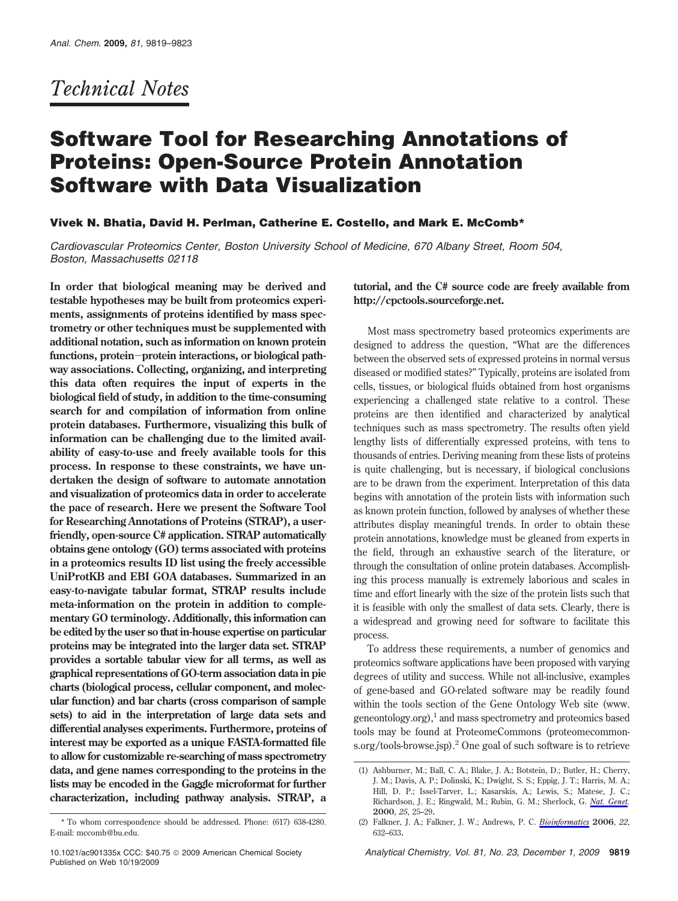*Technical Notes*

# Software Tool for Researching Annotations of Proteins: Open-Source Protein Annotation Software with Data Visualization

**Vivek N. Bhatia, David H. Perlman, Catherine E. Costello, and Mark E. McComb***

*Cardiovascular Proteomics Center, Boston University School of Medicine, 670 Albany Street, Room 504, Boston, Massachusetts 02118*

**In order that biological meaning may be derived and testable hypotheses may be built from proteomics experiments, assignments of proteins identified by mass spectrometry or other techniques must be supplemented with additional notation, such as information on known protein functions, protein−protein interactions, or biological pathway associations. Collecting, organizing, and interpreting this data often requires the input of experts in the biological field of study, in addition to the time-consuming search for and compilation of information from online protein databases. Furthermore, visualizing this bulk of information can be challenging due to the limited availability of easy-to-use and freely available tools for this process. In response to these constraints, we have undertaken the design of software to automate annotation and visualization of proteomics data in order to accelerate the pace of research. Here we present the Software Tool for Researching Annotations of Proteins (STRAP), a user-friendly, open-source C# application. STRAP automatically obtains gene ontology (GO) terms associated with proteins in a proteomics results ID list using the freely accessible UniProtKB and EBI GOA databases. Summarized in an easy-to-navigate tabular format, STRAP results include meta-information on the protein in addition to complementary GO terminology. Additionally, this information can be edited by the user so that in-house expertise on particular proteins may be integrated into the larger data set. STRAP provides a sortable tabular view for all terms, as well as graphical representations of GO-term association data in pie charts (biological process, cellular component, and molecular function) and bar charts (cross comparison of sample sets) to aid in the interpretation of large data sets and differential analyses experiments. Furthermore, proteins of interest may be exported as a unique FASTA-formatted file to allow for customizable re-searching of mass spectrometry data, and gene names corresponding to the proteins in the lists may be encoded in the Gaggle microformat for further characterization, including pathway analysis. STRAP, a tutorial, and the C# source code are freely available from http://cpctools.sourceforge.net.**

Most mass spectrometry based proteomics experiments are designed to address the question, "What are the differences between the observed sets of expressed proteins in normal versus diseased or modified states?" Typically, proteins are isolated from cells, tissues, or biological fluids obtained from host organisms experiencing a challenged state relative to a control. These proteins are then identified and characterized by analytical techniques such as mass spectrometry. The results often yield lengthy lists of differentially expressed proteins, with tens to thousands of entries. Deriving meaning from these lists of proteins is quite challenging, but is necessary, if biological conclusions are to be drawn from the experiment. Interpretation of this data begins with annotation of the protein lists with information such as known protein function, followed by analyses of whether these attributes display meaningful trends. In order to obtain these protein annotations, knowledge must be gleaned from experts in the field, through an exhaustive search of the literature, or through the consultation of online protein databases. Accomplishing this process manually is extremely laborious and scales in time and effort linearly with the size of the protein lists such that it is feasible with only the smallest of data sets. Clearly, there is a widespread and growing need for software to facilitate this process.

To address these requirements, a number of genomics and proteomics software applications have been proposed with varying degrees of utility and success. While not all-inclusive, examples of gene-based and GO-related software may be readily found within the tools section of the Gene Ontology Web site (www.geneontology.org),[1] and mass spectrometry and proteomics based tools may be found at ProteomeCommons (proteomecommons.org/tools-browse.jsp).[2] One goal of such software is to retrieve

\* To whom correspondence should be addressed. Phone: (617) 638-4280. E-mail: mccomb@bu.edu.

(1) Ashburner, M.; Ball, C. A.; Blake, J. A.; Botstein, D.; Butler, H.; Cherry, J. M.; Davis, A. P.; Dolinski, K.; Dwight, S. S.; Eppig, J. T.; Harris, M. A.; Hill, D. P.; Issel-Tarver, L.; Kasarskis, A.; Lewis, S.; Matese, J. C.; Richardson, J. E.; Ringwald, M.; Rubin, G. M.; Sherlock, G. *Nat. Genet.* **2000**, *25*, 25–29.

(2) Falkner, J. A.; Falkner, J. W.; Andrews, P. C. *Bioinformatics* **2006**, *22*, 632–633.

10.1021/ac901335x CCC: $40.75 © 2009 American Chemical Society
Published on Web 10/19/2009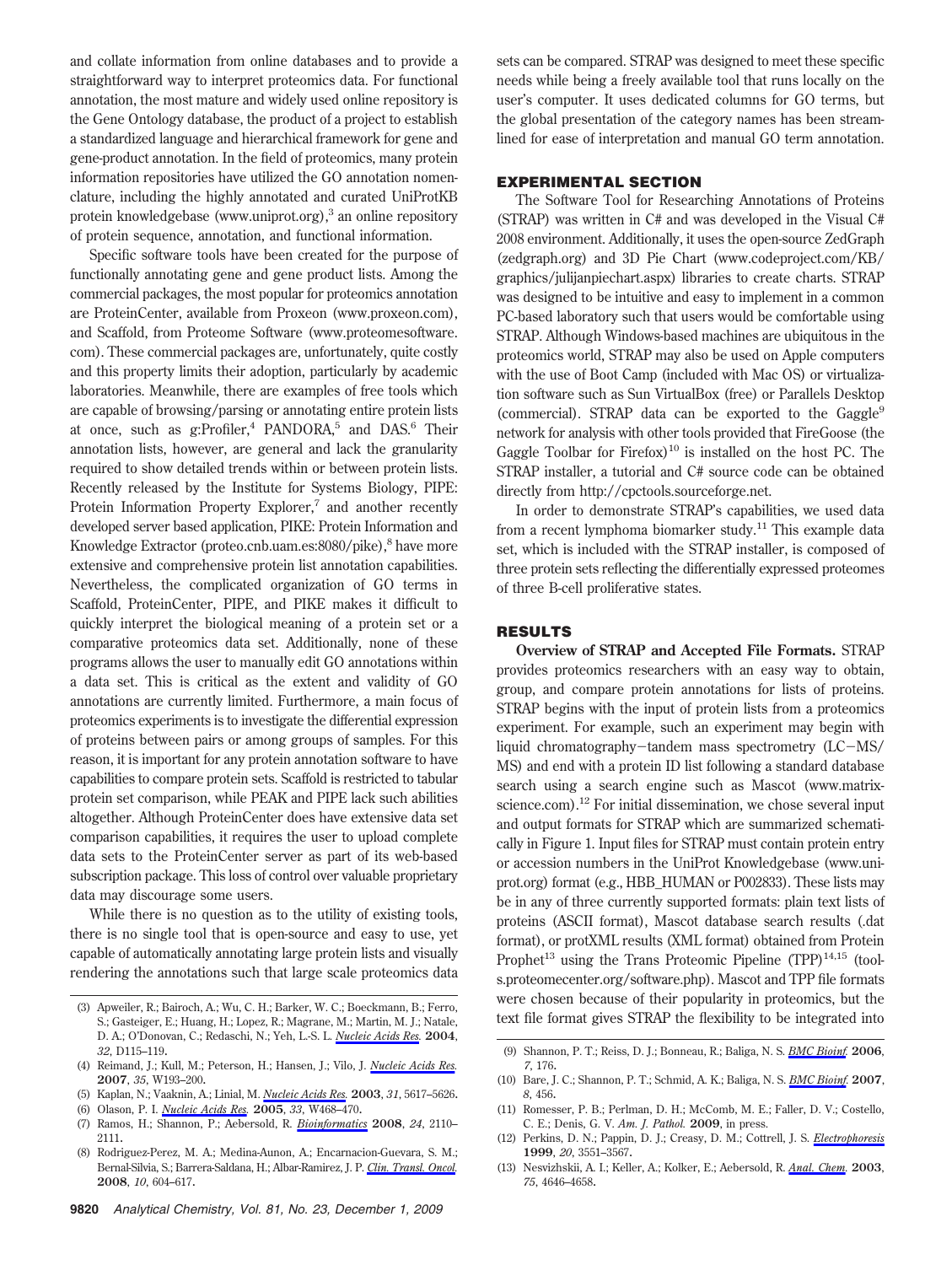and collate information from online databases and to provide a straightforward way to interpret proteomics data. For functional annotation, the most mature and widely used online repository is the Gene Ontology database, the product of a project to establish a standardized language and hierarchical framework for gene and gene-product annotation. In the field of proteomics, many protein information repositories have utilized the GO annotation nomenclature, including the highly annotated and curated UniProtKB protein knowledgebase (www.uniprot.org),[3] an online repository of protein sequence, annotation, and functional information.

Specific software tools have been created for the purpose of functionally annotating gene and gene product lists. Among the commercial packages, the most popular for proteomics annotation are ProteinCenter, available from Proxeon (www.proxeon.com), and Scaffold, from Proteome Software (www.proteomesoftware.com). These commercial packages are, unfortunately, quite costly and this property limits their adoption, particularly by academic laboratories. Meanwhile, there are examples of free tools which are capable of browsing/parsing or annotating entire protein lists at once, such as g:Profiler,[4] PANDORA,[5] and DAS.[6] Their annotation lists, however, are general and lack the granularity required to show detailed trends within or between protein lists. Recently released by the Institute for Systems Biology, PIPE: Protein Information Property Explorer,[7] and another recently developed server based application, PIKE: Protein Information and Knowledge Extractor (proteo.cnb.uam.es:8080/pike),[8] have more extensive and comprehensive protein list annotation capabilities. Nevertheless, the complicated organization of GO terms in Scaffold, ProteinCenter, PIPE, and PIKE makes it difficult to quickly interpret the biological meaning of a protein set or a comparative proteomics data set. Additionally, none of these programs allows the user to manually edit GO annotations within a data set. This is critical as the extent and validity of GO annotations are currently limited. Furthermore, a main focus of proteomics experiments is to investigate the differential expression of proteins between pairs or among groups of samples. For this reason, it is important for any protein annotation software to have capabilities to compare protein sets. Scaffold is restricted to tabular protein set comparison, while PEAK and PIPE lack such abilities altogether. Although ProteinCenter does have extensive data set comparison capabilities, it requires the user to upload complete data sets to the ProteinCenter server as part of its web-based subscription package. This loss of control over valuable proprietary data may discourage some users.

While there is no question as to the utility of existing tools, there is no single tool that is open-source and easy to use, yet capable of automatically annotating large protein lists and visually rendering the annotations such that large scale proteomics data sets can be compared. STRAP was designed to meet these specific needs while being a freely available tool that runs locally on the user's computer. It uses dedicated columns for GO terms, but the global presentation of the category names has been streamlined for ease of interpretation and manual GO term annotation.

## EXPERIMENTAL SECTION

The Software Tool for Researching Annotations of Proteins (STRAP) was written in C# and was developed in the Visual C# 2008 environment. Additionally, it uses the open-source ZedGraph (zedgraph.org) and 3D Pie Chart (www.codeproject.com/KB/graphics/julijanpiechart.aspx) libraries to create charts. STRAP was designed to be intuitive and easy to implement in a common PC-based laboratory such that users would be comfortable using STRAP. Although Windows-based machines are ubiquitous in the proteomics world, STRAP may also be used on Apple computers with the use of Boot Camp (included with Mac OS) or virtualization software such as Sun VirtualBox (free) or Parallels Desktop (commercial). STRAP data can be exported to the Gaggle[9] network for analysis with other tools provided that FireGoose (the Gaggle Toolbar for Firefox)[10] is installed on the host PC. The STRAP installer, a tutorial and C# source code can be obtained directly from http://cpctools.sourceforge.net.

In order to demonstrate STRAP's capabilities, we used data from a recent lymphoma biomarker study.[11] This example data set, which is included with the STRAP installer, is composed of three protein sets reflecting the differentially expressed proteomes of three B-cell proliferative states.

## RESULTS

**Overview of STRAP and Accepted File Formats.** STRAP provides proteomics researchers with an easy way to obtain, group, and compare protein annotations for lists of proteins. STRAP begins with the input of protein lists from a proteomics experiment. For example, such an experiment may begin with liquid chromatography−tandem mass spectrometry (LC−MS/MS) and end with a protein ID list following a standard database search using a search engine such as Mascot (www.matrixscience.com).[12] For initial dissemination, we chose several input and output formats for STRAP which are summarized schematically in Figure 1. Input files for STRAP must contain protein entry or accession numbers in the UniProt Knowledgebase (www.uniprot.org) format (e.g., HBB_HUMAN or P002833). These lists may be in any of three currently supported formats: plain text lists of proteins (ASCII format), Mascot database search results (.dat format), or protXML results (XML format) obtained from Protein Prophet[13] using the Trans Proteomic Pipeline (TPP)[14,15] (tools.proteomecenter.org/software.php). Mascot and TPP file formats were chosen because of their popularity in proteomics, but the text file format gives STRAP the flexibility to be integrated into

(3) Apweiler, R.; Bairoch, A.; Wu, C. H.; Barker, W. C.; Boeckmann, B.; Ferro, S.; Gasteiger, E.; Huang, H.; Lopez, R.; Magrane, M.; Martin, M. J.; Natale, D. A.; O'Donovan, C.; Redaschi, N.; Yeh, L.-S. L. *Nucleic Acids Res.* **2004**, *32*, D115–119.

(4) Reimand, J.; Kull, M.; Peterson, H.; Hansen, J.; Vilo, J. *Nucleic Acids Res.* **2007**, *35*, W193–200.

(5) Kaplan, N.; Vaaknin, A.; Linial, M. *Nucleic Acids Res.* **2003**, *31*, 5617–5626.

(6) Olason, P. I. *Nucleic Acids Res.* **2005**, *33*, W468–470.

(7) Ramos, H.; Shannon, P.; Aebersold, R. *Bioinformatics* **2008**, *24*, 2110–2111.

(8) Rodriguez-Perez, M. A.; Medina-Aunon, A.; Encarnacion-Guevara, S. M.; Bernal-Silvia, S.; Barrera-Saldana, H.; Albar-Ramirez, J. P. *Clin. Transl. Oncol.* **2008**, *10*, 604–617.

(9) Shannon, P. T.; Reiss, D. J.; Bonneau, R.; Baliga, N. S. *BMC Bioinf.* **2006**, *7*, 176.

(10) Bare, J. C.; Shannon, P. T.; Schmid, A. K.; Baliga, N. S. *BMC Bioinf.* **2007**, *8*, 456.

(11) Romesser, P. B.; Perlman, D. H.; McComb, M. E.; Faller, D. V.; Costello, C. E.; Denis, G. V. *Am. J. Pathol.* **2009**, in press.

(12) Perkins, D. N.; Pappin, D. J.; Creasy, D. M.; Cottrell, J. S. *Electrophoresis* **1999**, *20*, 3551–3567.

(13) Nesvizhskii, A. I.; Keller, A.; Kolker, E.; Aebersold, R. *Anal. Chem.* **2003**, *75*, 4646–4658.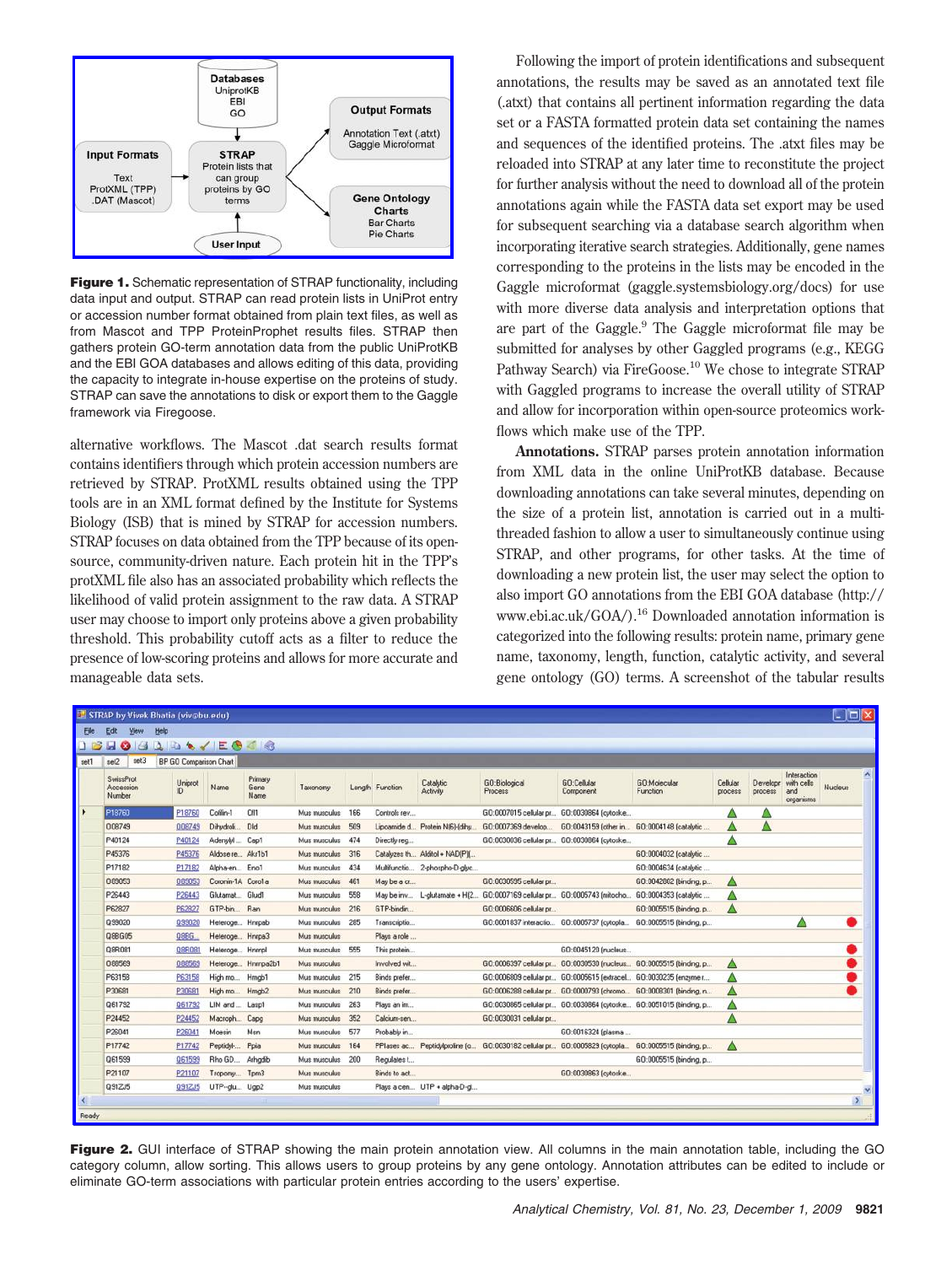**Figure 1.** Schematic representation of STRAP functionality, including data input and output. STRAP can read protein lists in UniProt entry or accession number format obtained from plain text files, as well as from Mascot and TPP ProteinProphet results files. STRAP then gathers protein GO-term annotation data from the public UniProtKB and the EBI GOA databases and allows editing of this data, providing the capacity to integrate in-house expertise on the proteins of study. STRAP can save the annotations to disk or export them to the Gaggle framework via Firegoose.

alternative workflows. The Mascot .dat search results format contains identifiers through which protein accession numbers are retrieved by STRAP. ProtXML results obtained using the TPP tools are in an XML format defined by the Institute for Systems Biology (ISB) that is mined by STRAP for accession numbers. STRAP focuses on data obtained from the TPP because of its open-source, community-driven nature. Each protein hit in the TPP's protXML file also has an associated probability which reflects the likelihood of valid protein assignment to the raw data. A STRAP user may choose to import only proteins above a given probability threshold. This probability cutoff acts as a filter to reduce the presence of low-scoring proteins and allows for more accurate and manageable data sets.

Following the import of protein identifications and subsequent annotations, the results may be saved as an annotated text file (.atxt) that contains all pertinent information regarding the data set or a FASTA formatted protein data set containing the names and sequences of the identified proteins. The .atxt files may be reloaded into STRAP at any later time to reconstitute the project for further analysis without the need to download all of the protein annotations again while the FASTA data set export may be used for subsequent searching via a database search algorithm when incorporating iterative search strategies. Additionally, gene names corresponding to the proteins in the lists may be encoded in the Gaggle microformat (gaggle.systemsbiology.org/docs) for use with more diverse data analysis and interpretation options that are part of the Gaggle.[9] The Gaggle microformat file may be submitted for analyses by other Gaggled programs (e.g., KEGG Pathway Search) via FireGoose.[10] We chose to integrate STRAP with Gaggled programs to increase the overall utility of STRAP and allow for incorporation within open-source proteomics workflows which make use of the TPP.

**Annotations.** STRAP parses protein annotation information from XML data in the online UniProtKB database. Because downloading annotations can take several minutes, depending on the size of a protein list, annotation is carried out in a multithreaded fashion to allow a user to simultaneously continue using STRAP, and other programs, for other tasks. At the time of downloading a new protein list, the user may select the option to also import GO annotations from the EBI GOA database (http://www.ebi.ac.uk/GOA/).[16] Downloaded annotation information is categorized into the following results: protein name, primary gene name, taxonomy, length, function, catalytic activity, and several gene ontology (GO) terms. A screenshot of the tabular results

**Figure 2.** GUI interface of STRAP showing the main protein annotation view. All columns in the main annotation table, including the GO category column, allow sorting. This allows users to group proteins by any gene ontology. Annotation attributes can be edited to include or eliminate GO-term associations with particular protein entries according to the users' expertise.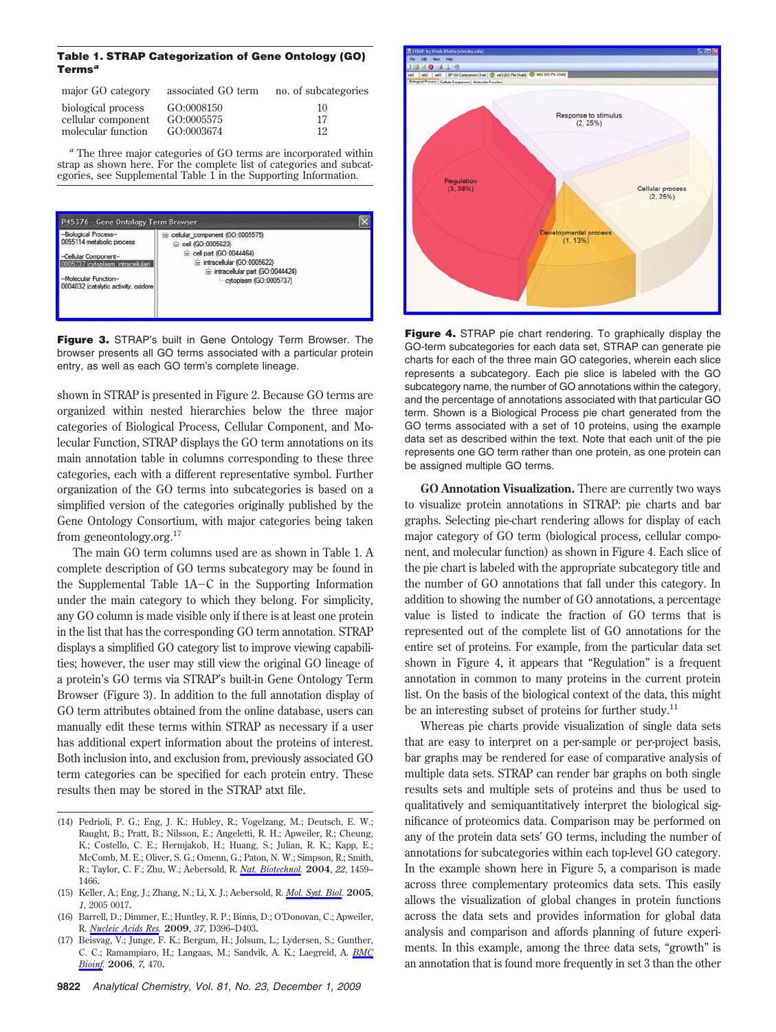**Table 1. STRAP Categorization of Gene Ontology (GO) Terms[a]**

| major GO category | associated GO term | no. of subcategories |
|---|---|---|
| biological process | GO:0008150 | 10 |
| cellular component | GO:0005575 | 17 |
| molecular function | GO:0003674 | 12 |

[a] The three major categories of GO terms are incorporated within strap as shown here. For the complete list of categories and subcategories, see Supplemental Table 1 in the Supporting Information.

P45376 - Gene Ontology Term Browser

--Biological Process--
0055114 metabolic process
--Cellular Component--
0005737 (cytoplasm, intracellular)
--Molecular Function--
0004032 (catalytic activity, oxidore

cellular_component (GO:0005575)
cell (GO:0005623)
cell part (GO:0044464)
intracellular (GO:0005622)
intracellular part (GO:0044424)
cytoplasm (GO:0005737)

**Figure 3.** STRAP's built in Gene Ontology Term Browser. The browser presents all GO terms associated with a particular protein entry, as well as each GO term's complete lineage.

shown in STRAP is presented in Figure 2. Because GO terms are organized within nested hierarchies below the three major categories of Biological Process, Cellular Component, and Molecular Function, STRAP displays the GO term annotations on its main annotation table in columns corresponding to these three categories, each with a different representative symbol. Further organization of the GO terms into subcategories is based on a simplified version of the categories originally published by the Gene Ontology Consortium, with major categories being taken from geneontology.org.[17]

The main GO term columns used are as shown in Table 1. A complete description of GO terms subcategory may be found in the Supplemental Table 1A−C in the Supporting Information under the main category to which they belong. For simplicity, any GO column is made visible only if there is at least one protein in the list that has the corresponding GO term annotation. STRAP displays a simplified GO category list to improve viewing capabilities; however, the user may still view the original GO lineage of a protein's GO terms via STRAP's built-in Gene Ontology Term Browser (Figure 3). In addition to the full annotation display of GO term attributes obtained from the online database, users can manually edit these terms within STRAP as necessary if a user has additional expert information about the proteins of interest. Both inclusion into, and exclusion from, previously associated GO term categories can be specified for each protein entry. These results then may be stored in the STRAP atxt file.

STRAP by Vivek Bhatia (vbv@bu.edu)

Response to stimulus
(2, 25%)

Regulation
(3, 38%)

Cellular process
(2, 25%)

Developmental process
(1, 13%)

**Figure 4.** STRAP pie chart rendering. To graphically display the GO-term subcategories for each data set, STRAP can generate pie charts for each of the three main GO categories, wherein each slice represents a subcategory. Each pie slice is labeled with the GO subcategory name, the number of GO annotations within the category, and the percentage of annotations associated with that particular GO term. Shown is a Biological Process pie chart generated from the GO terms associated with a set of 10 proteins, using the example data set as described within the text. Note that each unit of the pie represents one GO term rather than one protein, as one protein can be assigned multiple GO terms.

**GO Annotation Visualization.** There are currently two ways to visualize protein annotations in STRAP: pie charts and bar graphs. Selecting pie-chart rendering allows for display of each major category of GO term (biological process, cellular component, and molecular function) as shown in Figure 4. Each slice of the pie chart is labeled with the appropriate subcategory title and the number of GO annotations that fall under this category. In addition to showing the number of GO annotations, a percentage value is listed to indicate the fraction of GO terms that is represented out of the complete list of GO annotations for the entire set of proteins. For example, from the particular data set shown in Figure 4, it appears that "Regulation" is a frequent annotation in common to many proteins in the current protein list. On the basis of the biological context of the data, this might be an interesting subset of proteins for further study.[11]

Whereas pie charts provide visualization of single data sets that are easy to interpret on a per-sample or per-project basis, bar graphs may be rendered for ease of comparative analysis of multiple data sets. STRAP can render bar graphs on both single results sets and multiple sets of proteins and thus be used to qualitatively and semiquantitatively interpret the biological significance of proteomics data. Comparison may be performed on any of the protein data sets' GO terms, including the number of annotations for subcategories within each top-level GO category. In the example shown here in Figure 5, a comparison is made across three complementary proteomics data sets. This easily allows the visualization of global changes in protein functions across the data sets and provides information for global data analysis and comparison and affords planning of future experiments. In this example, among the three data sets, "growth" is an annotation that is found more frequently in set 3 than the other

(14) Pedrioli, P. G.; Eng, J. K.; Hubley, R.; Vogelzang, M.; Deutsch, E. W.; Raught, B.; Pratt, B.; Nilsson, E.; Angeletti, R. H.; Apweiler, R.; Cheung, K.; Costello, C. E.; Hermjakob, H.; Huang, S.; Julian, R. K.; Kapp, E.; McComb, M. E.; Oliver, S. G.; Omenn, G.; Paton, N. W.; Simpson, R.; Smith, R.; Taylor, C. F.; Zhu, W.; Aebersold, R. *Nat. Biotechnol.* **2004**, *22*, 1459–1466.

(15) Keller, A.; Eng, J.; Zhang, N.; Li, X. J.; Aebersold, R. *Mol. Syst. Biol.* **2005**, *1*, 2005 0017.

(16) Barrell, D.; Dimmer, E.; Huntley, R. P.; Binns, D.; O'Donovan, C.; Apweiler, R. *Nucleic Acids Res.* **2009**, *37*, D396–D403.

(17) Beisvag, V.; Junge, F. K.; Bergum, H.; Jolsum, L.; Lydersen, S.; Gunther, C. C.; Ramampiaro, H.; Langaas, M.; Sandvik, A. K.; Laegreid, A. *BMC Bioinf.* **2006**, *7*, 470.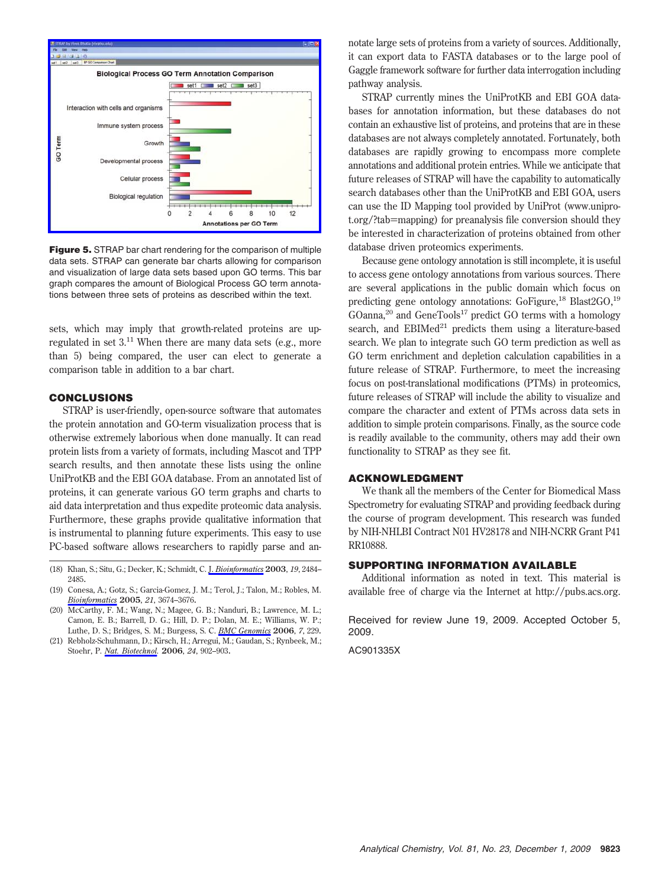Biological Process GO Term Annotation Comparison

set1 set2 set3

GO Term

Interaction with cells and organisms

Immune system process

Growth

Developmental process

Cellular process

Biological regulation

0 2 4 6 8 10 12

Annotations per GO Term

**Figure 5.** STRAP bar chart rendering for the comparison of multiple data sets. STRAP can generate bar charts allowing for comparison and visualization of large data sets based upon GO terms. This bar graph compares the amount of Biological Process GO term annotations between three sets of proteins as described within the text.

sets, which may imply that growth-related proteins are upregulated in set 3.[11] When there are many data sets (e.g., more than 5) being compared, the user can elect to generate a comparison table in addition to a bar chart.

## CONCLUSIONS

STRAP is user-friendly, open-source software that automates the protein annotation and GO-term visualization process that is otherwise extremely laborious when done manually. It can read protein lists from a variety of formats, including Mascot and TPP search results, and then annotate these lists using the online UniProtKB and the EBI GOA database. From an annotated list of proteins, it can generate various GO term graphs and charts to aid data interpretation and thus expedite proteomic data analysis. Furthermore, these graphs provide qualitative information that is instrumental to planning future experiments. This easy to use PC-based software allows researchers to rapidly parse and annotate large sets of proteins from a variety of sources. Additionally, it can export data to FASTA databases or to the large pool of Gaggle framework software for further data interrogation including pathway analysis.

STRAP currently mines the UniProtKB and EBI GOA databases for annotation information, but these databases do not contain an exhaustive list of proteins, and proteins that are in these databases are not always completely annotated. Fortunately, both databases are rapidly growing to encompass more complete annotations and additional protein entries. While we anticipate that future releases of STRAP will have the capability to automatically search databases other than the UniProtKB and EBI GOA, users can use the ID Mapping tool provided by UniProt (www.uniprot.org/?tab=mapping) for preanalysis file conversion should they be interested in characterization of proteins obtained from other database driven proteomics experiments.

Because gene ontology annotation is still incomplete, it is useful to access gene ontology annotations from various sources. There are several applications in the public domain which focus on predicting gene ontology annotations: GoFigure,[18] Blast2GO,[19] GOanna,[20] and GeneTools[17] predict GO terms with a homology search, and EBIMed[21] predicts them using a literature-based search. We plan to integrate such GO term prediction as well as GO term enrichment and depletion calculation capabilities in a future release of STRAP. Furthermore, to meet the increasing focus on post-translational modifications (PTMs) in proteomics, future releases of STRAP will include the ability to visualize and compare the character and extent of PTMs across data sets in addition to simple protein comparisons. Finally, as the source code is readily available to the community, others may add their own functionality to STRAP as they see fit.

## ACKNOWLEDGMENT

We thank all the members of the Center for Biomedical Mass Spectrometry for evaluating STRAP and providing feedback during the course of program development. This research was funded by NIH-NHLBI Contract N01 HV28178 and NIH-NCRR Grant P41 RR10888.

## SUPPORTING INFORMATION AVAILABLE

Additional information as noted in text. This material is available free of charge via the Internet at http://pubs.acs.org.

Received for review June 19, 2009. Accepted October 5, 2009.

AC901335X

(18) Khan, S.; Situ, G.; Decker, K.; Schmidt, C. J. *Bioinformatics* **2003**, *19*, 2484–2485.

(19) Conesa, A.; Gotz, S.; Garcia-Gomez, J. M.; Terol, J.; Talon, M.; Robles, M. *Bioinformatics* **2005**, *21*, 3674–3676.

(20) McCarthy, F. M.; Wang, N.; Magee, G. B.; Nanduri, B.; Lawrence, M. L.; Camon, E. B.; Barrell, D. G.; Hill, D. P.; Dolan, M. E.; Williams, W. P.; Luthe, D. S.; Bridges, S. M.; Burgess, S. C. *BMC Genomics* **2006**, *7*, 229.

(21) Rebholz-Schuhmann, D.; Kirsch, H.; Arregui, M.; Gaudan, S.; Rynbeek, M.; Stoehr, P. *Nat. Biotechnol.* **2006**, *24*, 902–903.